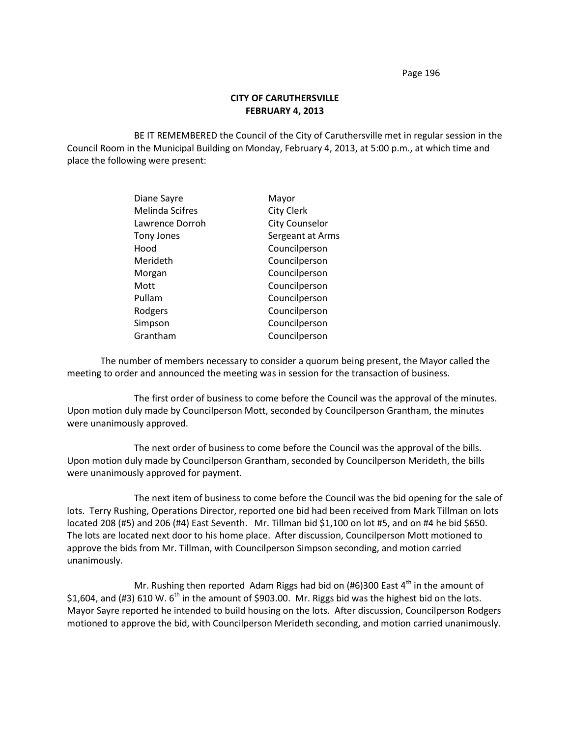**CITY OF CARUTHERSVILLE**
**FEBRUARY 4, 2013**

BE IT REMEMBERED the Council of the City of Caruthersville met in regular session in the Council Room in the Municipal Building on Monday, February 4, 2013, at 5:00 p.m., at which time and place the following were present:

| | |
|---|---|
| Diane Sayre | Mayor |
| Melinda Scifres | City Clerk |
| Lawrence Dorroh | City Counselor |
| Tony Jones | Sergeant at Arms |
| Hood | Councilperson |
| Merideth | Councilperson |
| Morgan | Councilperson |
| Mott | Councilperson |
| Pullam | Councilperson |
| Rodgers | Councilperson |
| Simpson | Councilperson |
| Grantham | Councilperson |

The number of members necessary to consider a quorum being present, the Mayor called the meeting to order and announced the meeting was in session for the transaction of business.

The first order of business to come before the Council was the approval of the minutes. Upon motion duly made by Councilperson Mott, seconded by Councilperson Grantham, the minutes were unanimously approved.

The next order of business to come before the Council was the approval of the bills. Upon motion duly made by Councilperson Grantham, seconded by Councilperson Merideth, the bills were unanimously approved for payment.

The next item of business to come before the Council was the bid opening for the sale of lots. Terry Rushing, Operations Director, reported one bid had been received from Mark Tillman on lots located 208 (#5) and 206 (#4) East Seventh. Mr. Tillman bid $1,100 on lot #5, and on #4 he bid $650. The lots are located next door to his home place. After discussion, Councilperson Mott motioned to approve the bids from Mr. Tillman, with Councilperson Simpson seconding, and motion carried unanimously.

Mr. Rushing then reported Adam Riggs had bid on (#6)300 East 4th in the amount of $1,604, and (#3) 610 W. 6th in the amount of $903.00. Mr. Riggs bid was the highest bid on the lots. Mayor Sayre reported he intended to build housing on the lots. After discussion, Councilperson Rodgers motioned to approve the bid, with Councilperson Merideth seconding, and motion carried unanimously.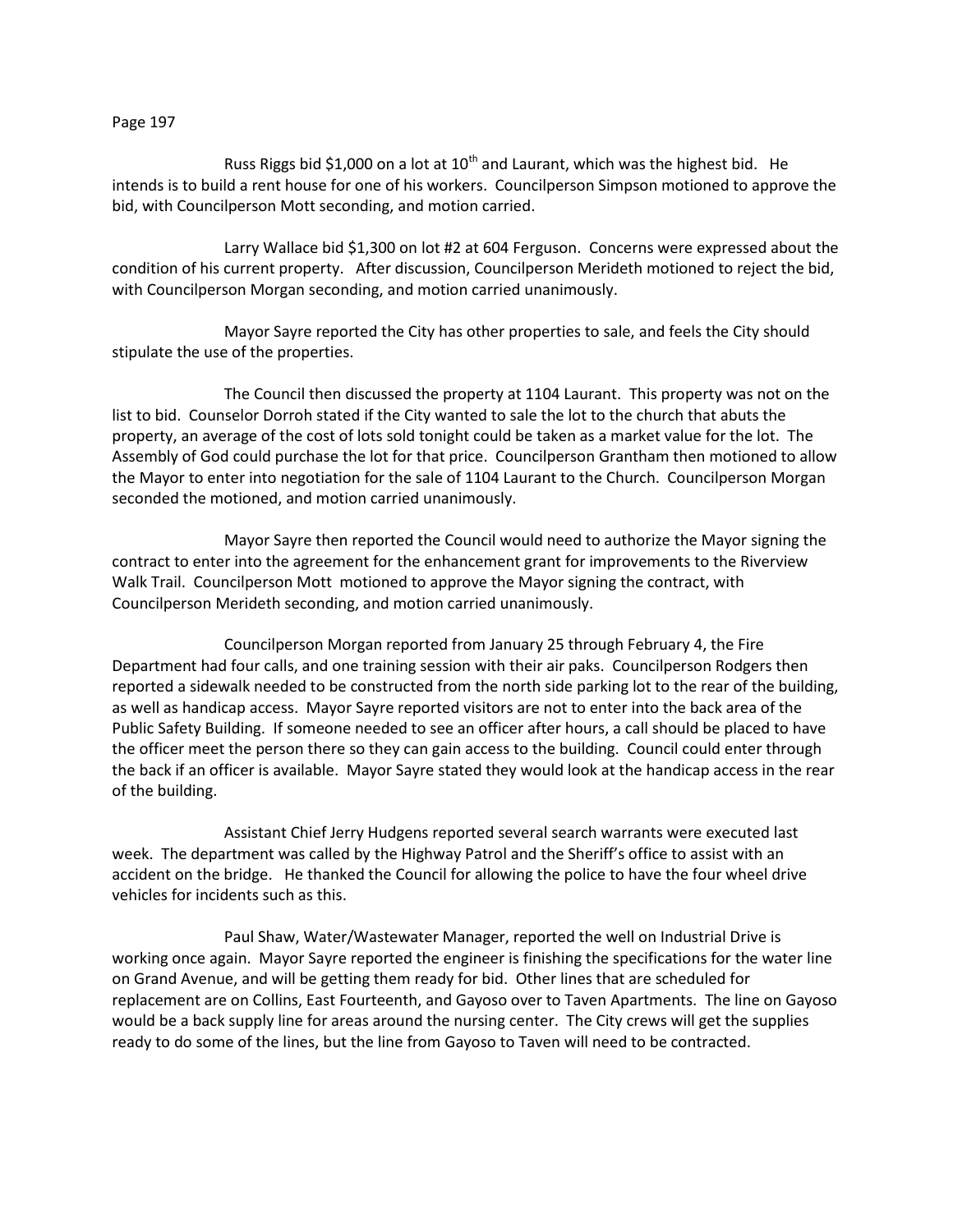Russ Riggs bid $1,000 on a lot at 10th and Laurant, which was the highest bid. He intends is to build a rent house for one of his workers. Councilperson Simpson motioned to approve the bid, with Councilperson Mott seconding, and motion carried.

Larry Wallace bid $1,300 on lot #2 at 604 Ferguson. Concerns were expressed about the condition of his current property. After discussion, Councilperson Merideth motioned to reject the bid, with Councilperson Morgan seconding, and motion carried unanimously.

Mayor Sayre reported the City has other properties to sale, and feels the City should stipulate the use of the properties.

The Council then discussed the property at 1104 Laurant. This property was not on the list to bid. Counselor Dorroh stated if the City wanted to sale the lot to the church that abuts the property, an average of the cost of lots sold tonight could be taken as a market value for the lot. The Assembly of God could purchase the lot for that price. Councilperson Grantham then motioned to allow the Mayor to enter into negotiation for the sale of 1104 Laurant to the Church. Councilperson Morgan seconded the motioned, and motion carried unanimously.

Mayor Sayre then reported the Council would need to authorize the Mayor signing the contract to enter into the agreement for the enhancement grant for improvements to the Riverview Walk Trail. Councilperson Mott motioned to approve the Mayor signing the contract, with Councilperson Merideth seconding, and motion carried unanimously.

Councilperson Morgan reported from January 25 through February 4, the Fire Department had four calls, and one training session with their air paks. Councilperson Rodgers then reported a sidewalk needed to be constructed from the north side parking lot to the rear of the building, as well as handicap access. Mayor Sayre reported visitors are not to enter into the back area of the Public Safety Building. If someone needed to see an officer after hours, a call should be placed to have the officer meet the person there so they can gain access to the building. Council could enter through the back if an officer is available. Mayor Sayre stated they would look at the handicap access in the rear of the building.

Assistant Chief Jerry Hudgens reported several search warrants were executed last week. The department was called by the Highway Patrol and the Sheriff's office to assist with an accident on the bridge. He thanked the Council for allowing the police to have the four wheel drive vehicles for incidents such as this.

Paul Shaw, Water/Wastewater Manager, reported the well on Industrial Drive is working once again. Mayor Sayre reported the engineer is finishing the specifications for the water line on Grand Avenue, and will be getting them ready for bid. Other lines that are scheduled for replacement are on Collins, East Fourteenth, and Gayoso over to Taven Apartments. The line on Gayoso would be a back supply line for areas around the nursing center. The City crews will get the supplies ready to do some of the lines, but the line from Gayoso to Taven will need to be contracted.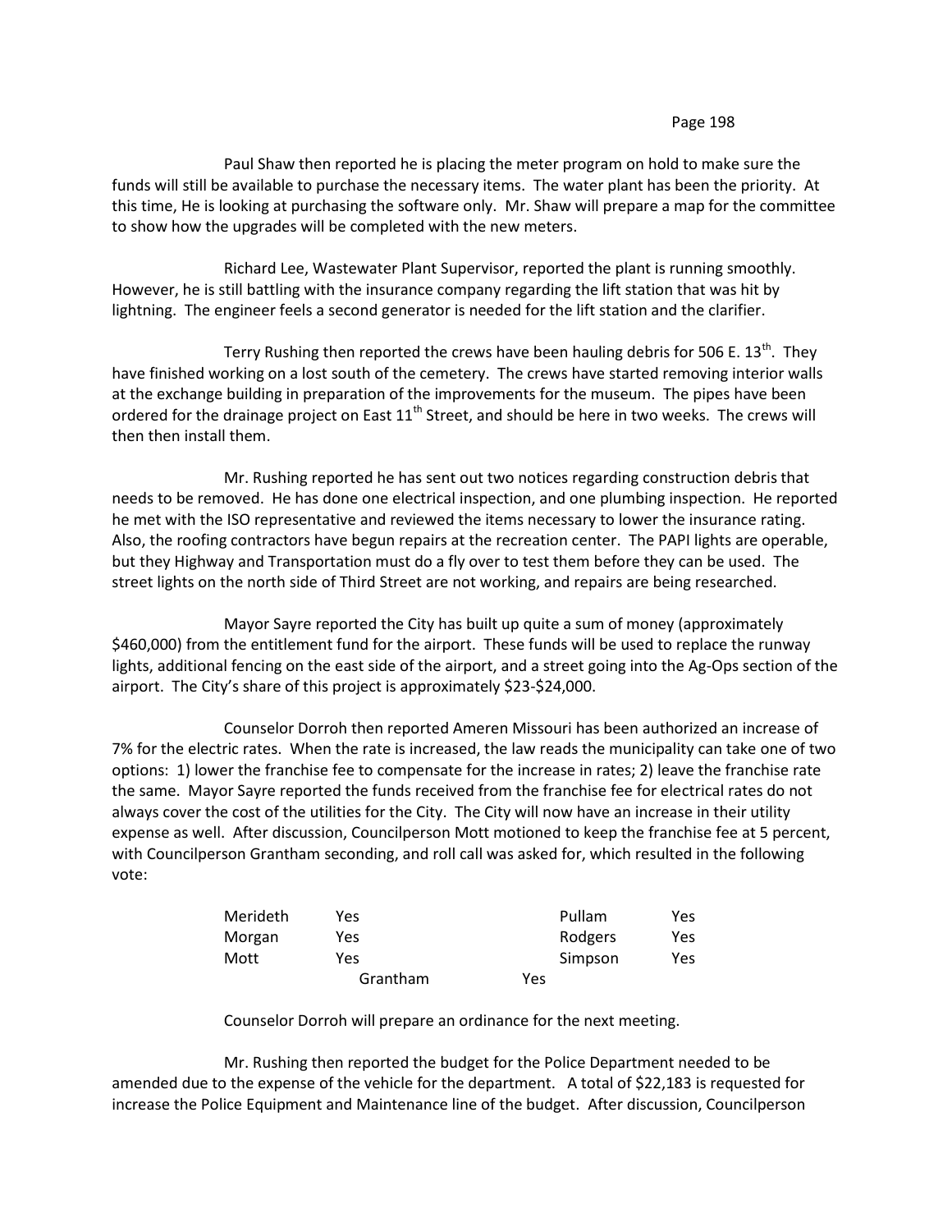Paul Shaw then reported he is placing the meter program on hold to make sure the funds will still be available to purchase the necessary items. The water plant has been the priority. At this time, He is looking at purchasing the software only. Mr. Shaw will prepare a map for the committee to show how the upgrades will be completed with the new meters.

Richard Lee, Wastewater Plant Supervisor, reported the plant is running smoothly. However, he is still battling with the insurance company regarding the lift station that was hit by lightning. The engineer feels a second generator is needed for the lift station and the clarifier.

Terry Rushing then reported the crews have been hauling debris for 506 E. 13th. They have finished working on a lost south of the cemetery. The crews have started removing interior walls at the exchange building in preparation of the improvements for the museum. The pipes have been ordered for the drainage project on East 11th Street, and should be here in two weeks. The crews will then then install them.

Mr. Rushing reported he has sent out two notices regarding construction debris that needs to be removed. He has done one electrical inspection, and one plumbing inspection. He reported he met with the ISO representative and reviewed the items necessary to lower the insurance rating. Also, the roofing contractors have begun repairs at the recreation center. The PAPI lights are operable, but they Highway and Transportation must do a fly over to test them before they can be used. The street lights on the north side of Third Street are not working, and repairs are being researched.

Mayor Sayre reported the City has built up quite a sum of money (approximately $460,000) from the entitlement fund for the airport. These funds will be used to replace the runway lights, additional fencing on the east side of the airport, and a street going into the Ag-Ops section of the airport. The City's share of this project is approximately $23-$24,000.

Counselor Dorroh then reported Ameren Missouri has been authorized an increase of 7% for the electric rates. When the rate is increased, the law reads the municipality can take one of two options: 1) lower the franchise fee to compensate for the increase in rates; 2) leave the franchise rate the same. Mayor Sayre reported the funds received from the franchise fee for electrical rates do not always cover the cost of the utilities for the City. The City will now have an increase in their utility expense as well. After discussion, Councilperson Mott motioned to keep the franchise fee at 5 percent, with Councilperson Grantham seconding, and roll call was asked for, which resulted in the following vote:

| | | | |
|---|---|---|---|
| Merideth | Yes | Pullam | Yes |
| Morgan | Yes | Rodgers | Yes |
| Mott | Yes | Simpson | Yes |
| Grantham | Yes | | |

Counselor Dorroh will prepare an ordinance for the next meeting.

Mr. Rushing then reported the budget for the Police Department needed to be amended due to the expense of the vehicle for the department. A total of $22,183 is requested for increase the Police Equipment and Maintenance line of the budget. After discussion, Councilperson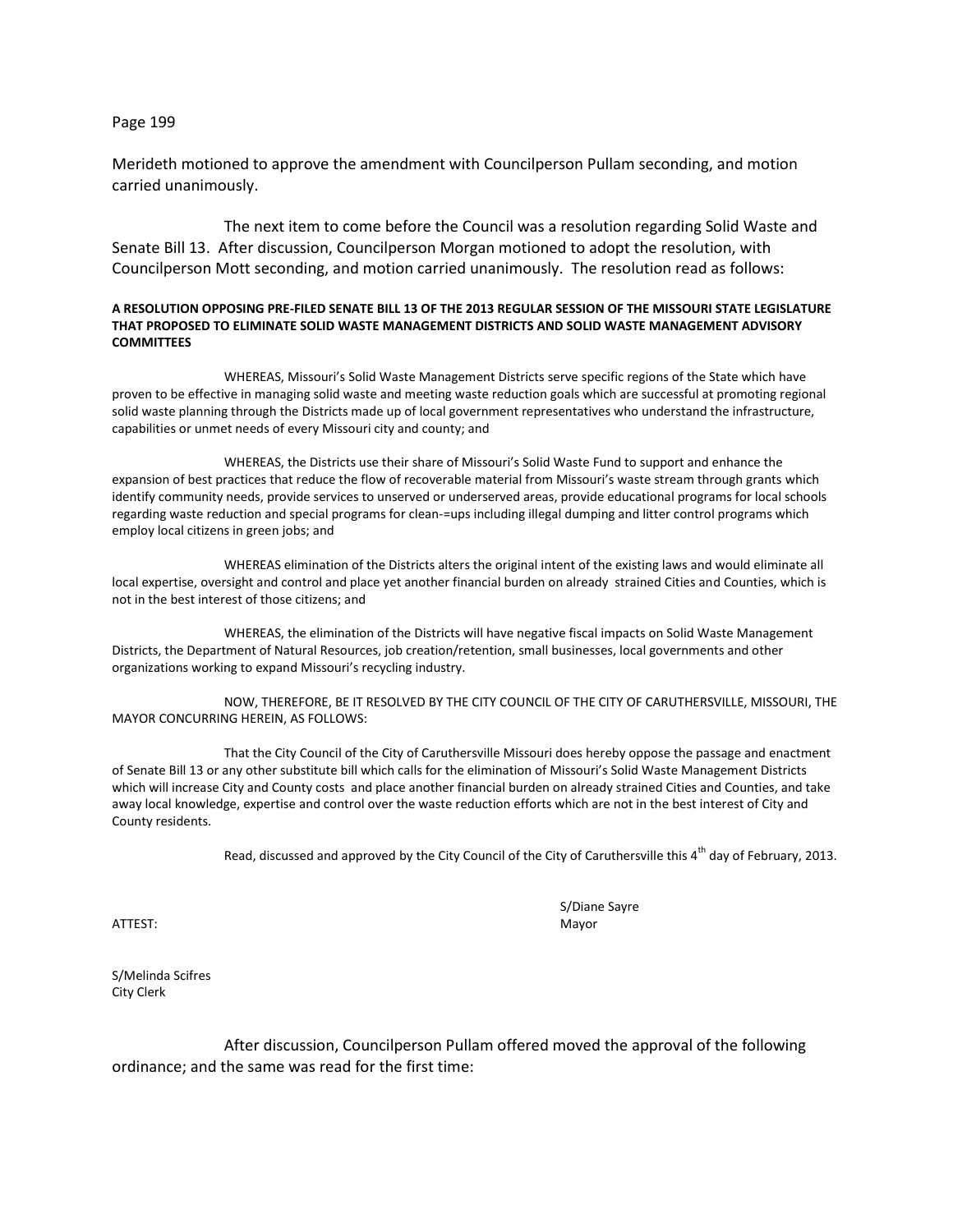Merideth motioned to approve the amendment with Councilperson Pullam seconding, and motion carried unanimously.

The next item to come before the Council was a resolution regarding Solid Waste and Senate Bill 13. After discussion, Councilperson Morgan motioned to adopt the resolution, with Councilperson Mott seconding, and motion carried unanimously. The resolution read as follows:

**A RESOLUTION OPPOSING PRE-FILED SENATE BILL 13 OF THE 2013 REGULAR SESSION OF THE MISSOURI STATE LEGISLATURE THAT PROPOSED TO ELIMINATE SOLID WASTE MANAGEMENT DISTRICTS AND SOLID WASTE MANAGEMENT ADVISORY COMMITTEES**

WHEREAS, Missouri's Solid Waste Management Districts serve specific regions of the State which have proven to be effective in managing solid waste and meeting waste reduction goals which are successful at promoting regional solid waste planning through the Districts made up of local government representatives who understand the infrastructure, capabilities or unmet needs of every Missouri city and county; and

WHEREAS, the Districts use their share of Missouri's Solid Waste Fund to support and enhance the expansion of best practices that reduce the flow of recoverable material from Missouri's waste stream through grants which identify community needs, provide services to unserved or underserved areas, provide educational programs for local schools regarding waste reduction and special programs for clean-=ups including illegal dumping and litter control programs which employ local citizens in green jobs; and

WHEREAS elimination of the Districts alters the original intent of the existing laws and would eliminate all local expertise, oversight and control and place yet another financial burden on already strained Cities and Counties, which is not in the best interest of those citizens; and

WHEREAS, the elimination of the Districts will have negative fiscal impacts on Solid Waste Management Districts, the Department of Natural Resources, job creation/retention, small businesses, local governments and other organizations working to expand Missouri's recycling industry.

NOW, THEREFORE, BE IT RESOLVED BY THE CITY COUNCIL OF THE CITY OF CARUTHERSVILLE, MISSOURI, THE MAYOR CONCURRING HEREIN, AS FOLLOWS:

That the City Council of the City of Caruthersville Missouri does hereby oppose the passage and enactment of Senate Bill 13 or any other substitute bill which calls for the elimination of Missouri's Solid Waste Management Districts which will increase City and County costs and place another financial burden on already strained Cities and Counties, and take away local knowledge, expertise and control over the waste reduction efforts which are not in the best interest of City and County residents.

Read, discussed and approved by the City Council of the City of Caruthersville this 4th day of February, 2013.

S/Diane Sayre
Mayor

ATTEST:

S/Melinda Scifres
City Clerk

After discussion, Councilperson Pullam offered moved the approval of the following ordinance; and the same was read for the first time: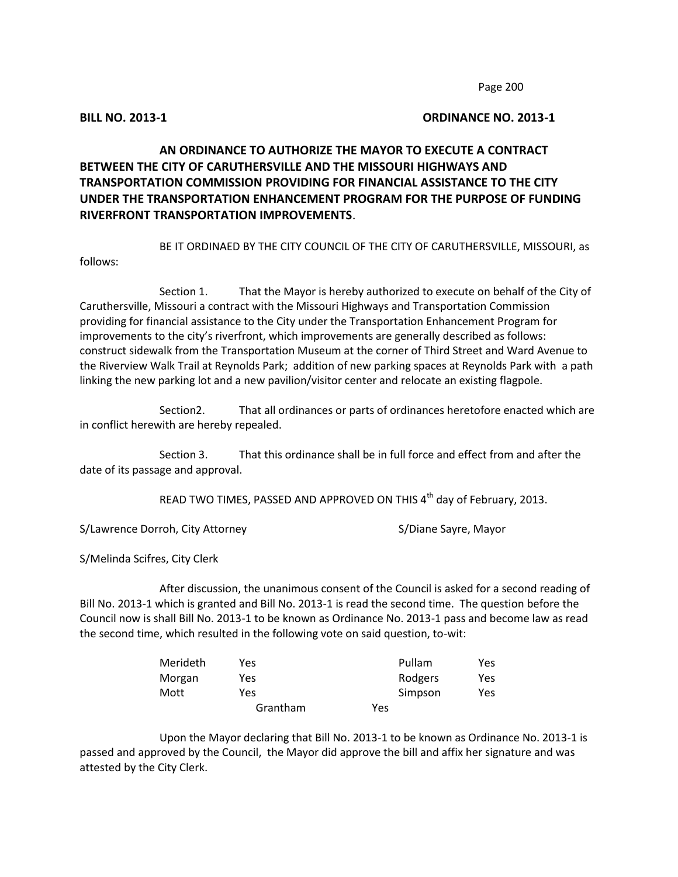**BILL NO. 2013-1** **ORDINANCE NO. 2013-1**

**AN ORDINANCE TO AUTHORIZE THE MAYOR TO EXECUTE A CONTRACT BETWEEN THE CITY OF CARUTHERSVILLE AND THE MISSOURI HIGHWAYS AND TRANSPORTATION COMMISSION PROVIDING FOR FINANCIAL ASSISTANCE TO THE CITY UNDER THE TRANSPORTATION ENHANCEMENT PROGRAM FOR THE PURPOSE OF FUNDING RIVERFRONT TRANSPORTATION IMPROVEMENTS**.

BE IT ORDINAED BY THE CITY COUNCIL OF THE CITY OF CARUTHERSVILLE, MISSOURI, as follows:

Section 1. That the Mayor is hereby authorized to execute on behalf of the City of Caruthersville, Missouri a contract with the Missouri Highways and Transportation Commission providing for financial assistance to the City under the Transportation Enhancement Program for improvements to the city's riverfront, which improvements are generally described as follows: construct sidewalk from the Transportation Museum at the corner of Third Street and Ward Avenue to the Riverview Walk Trail at Reynolds Park; addition of new parking spaces at Reynolds Park with a path linking the new parking lot and a new pavilion/visitor center and relocate an existing flagpole.

Section2. That all ordinances or parts of ordinances heretofore enacted which are in conflict herewith are hereby repealed.

Section 3. That this ordinance shall be in full force and effect from and after the date of its passage and approval.

READ TWO TIMES, PASSED AND APPROVED ON THIS 4th day of February, 2013.

S/Lawrence Dorroh, City Attorney

S/Diane Sayre, Mayor

S/Melinda Scifres, City Clerk

After discussion, the unanimous consent of the Council is asked for a second reading of Bill No. 2013-1 which is granted and Bill No. 2013-1 is read the second time. The question before the Council now is shall Bill No. 2013-1 to be known as Ordinance No. 2013-1 pass and become law as read the second time, which resulted in the following vote on said question, to-wit:

| | | | |
|---|---|---|---|
| Merideth | Yes | Pullam | Yes |
| Morgan | Yes | Rodgers | Yes |
| Mott | Yes | Simpson | Yes |
| Grantham | Yes | | |

Upon the Mayor declaring that Bill No. 2013-1 to be known as Ordinance No. 2013-1 is passed and approved by the Council, the Mayor did approve the bill and affix her signature and was attested by the City Clerk.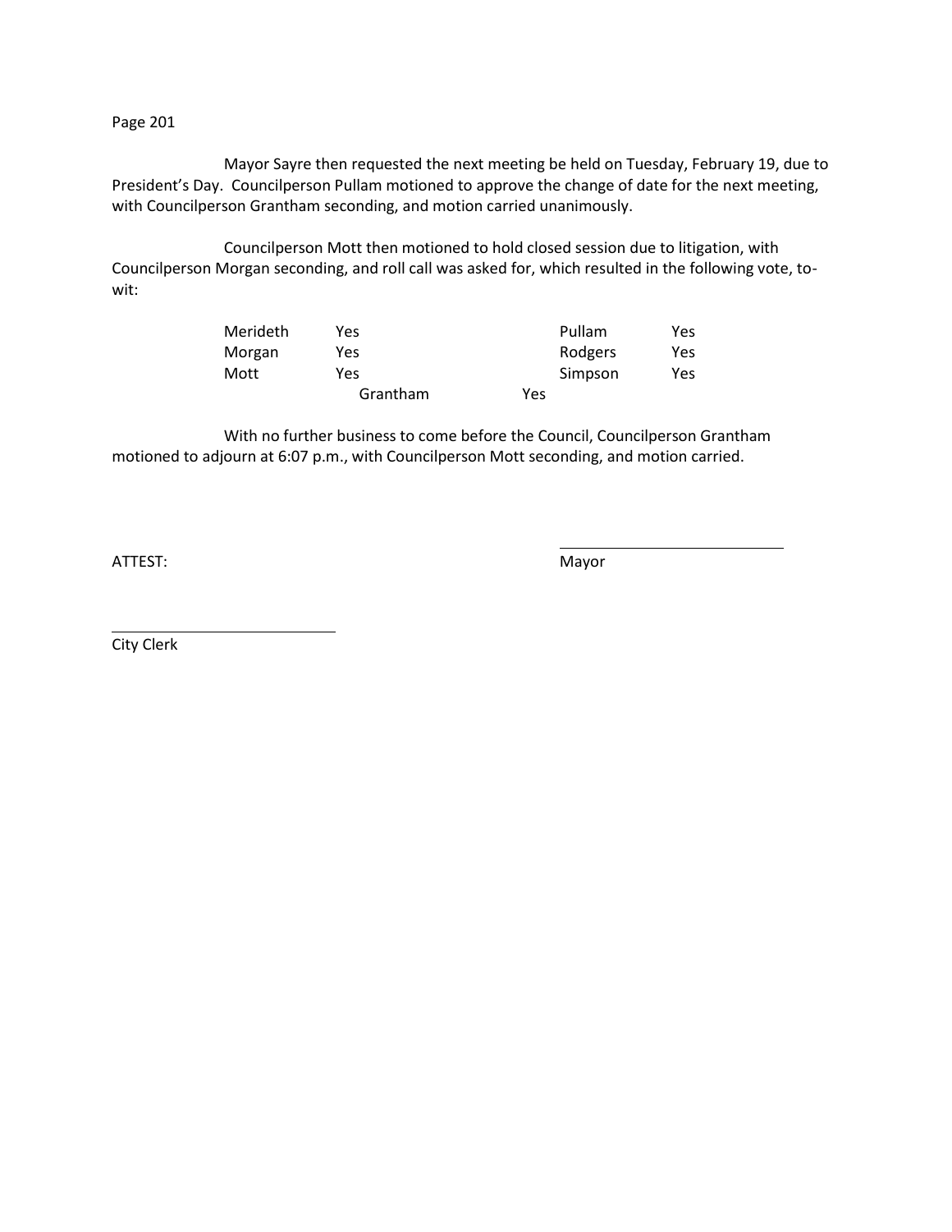Mayor Sayre then requested the next meeting be held on Tuesday, February 19, due to President's Day. Councilperson Pullam motioned to approve the change of date for the next meeting, with Councilperson Grantham seconding, and motion carried unanimously.

Councilperson Mott then motioned to hold closed session due to litigation, with Councilperson Morgan seconding, and roll call was asked for, which resulted in the following vote, to-wit:

| | | | |
|---|---|---|---|
| Merideth | Yes | Pullam | Yes |
| Morgan | Yes | Rodgers | Yes |
| Mott | Yes | Simpson | Yes |

Grantham Yes

With no further business to come before the Council, Councilperson Grantham motioned to adjourn at 6:07 p.m., with Councilperson Mott seconding, and motion carried.

ATTEST:

\_\_\_\_\_\_\_\_\_\_\_\_\_\_\_\_\_\_\_\_\_\_\_\_\_\_\_\_
Mayor

\_\_\_\_\_\_\_\_\_\_\_\_\_\_\_\_\_\_\_\_\_\_\_\_\_\_\_\_
City Clerk